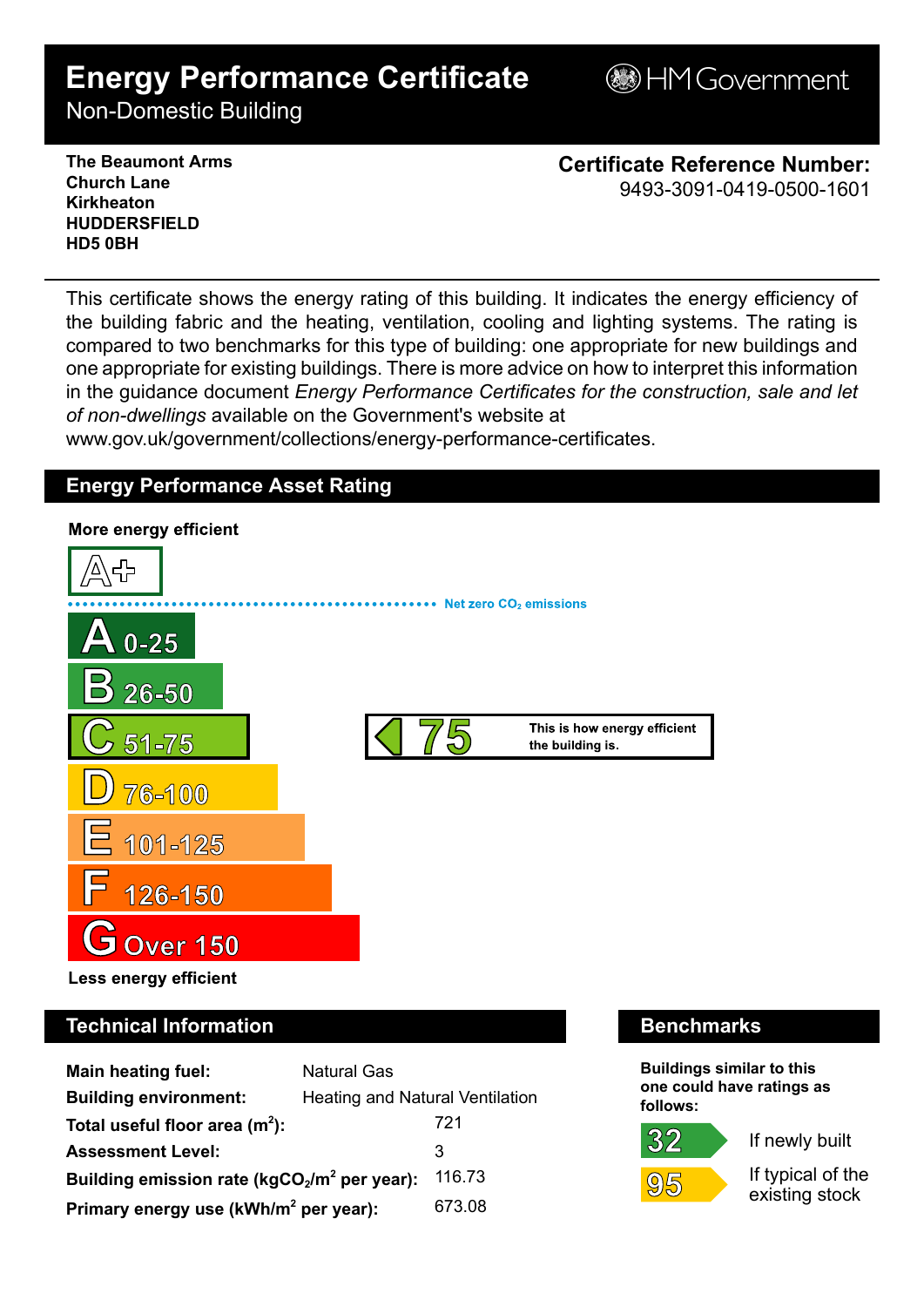# Energy Performance Certificate

Non-Domestic Building

HM Government

**The Beaumont Arms**
**Church Lane**
**Kirkheaton**
**HUDDERSFIELD**
**HD5 0BH**

**Certificate Reference Number:**
9493-3091-0419-0500-1601

This certificate shows the energy rating of this building. It indicates the energy efficiency of the building fabric and the heating, ventilation, cooling and lighting systems. The rating is compared to two benchmarks for this type of building: one appropriate for new buildings and one appropriate for existing buildings. There is more advice on how to interpret this information in the guidance document *Energy Performance Certificates for the construction, sale and let of non-dwellings* available on the Government's website at www.gov.uk/government/collections/energy-performance-certificates.

## Energy Performance Asset Rating

**More energy efficient**

- A+
- Net zero $CO_2$ emissions
- A 0-25
- B 26-50
- C 51-75 — **75** This is how energy efficient the building is.
- D 76-100
- E 101-125
- F 126-150
- G Over 150

**Less energy efficient**

## Technical Information

| | |
|---|---|
| **Main heating fuel:** | Natural Gas |
| **Building environment:** | Heating and Natural Ventilation |
| **Total useful floor area ($m^2$):** | 721 |
| **Assessment Level:** | 3 |
| **Building emission rate ($kgCO_2/m^2$ per year):** | 116.73 |
| **Primary energy use ($kWh/m^2$ per year):** | 673.08 |

## Benchmarks

**Buildings similar to this one could have ratings as follows:**

- **32** If newly built
- **95** If typical of the existing stock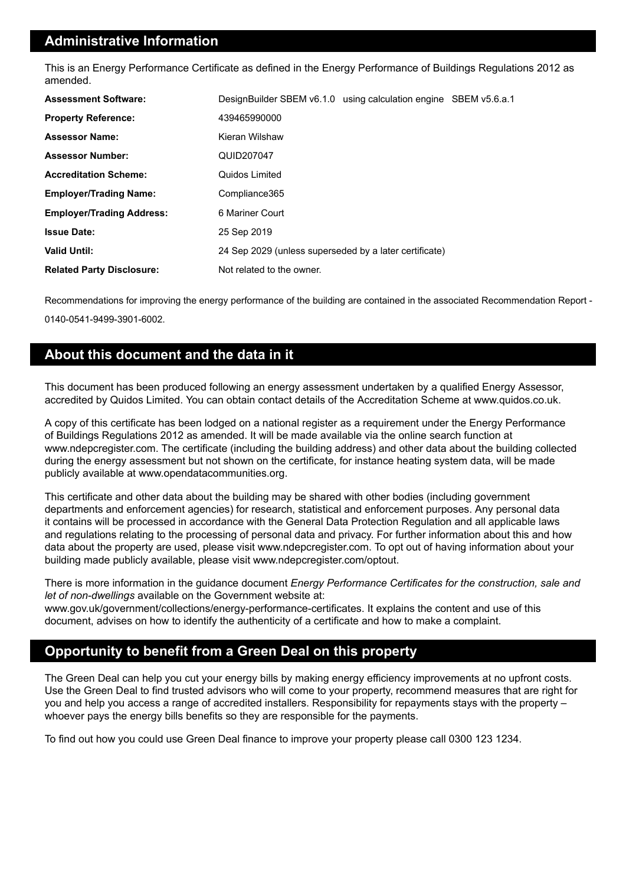## Administrative Information

This is an Energy Performance Certificate as defined in the Energy Performance of Buildings Regulations 2012 as amended.

| | |
|---|---|
| **Assessment Software:** | DesignBuilder SBEM v6.1.0 using calculation engine SBEM v5.6.a.1 |
| **Property Reference:** | 439465990000 |
| **Assessor Name:** | Kieran Wilshaw |
| **Assessor Number:** | QUID207047 |
| **Accreditation Scheme:** | Quidos Limited |
| **Employer/Trading Name:** | Compliance365 |
| **Employer/Trading Address:** | 6 Mariner Court |
| **Issue Date:** | 25 Sep 2019 |
| **Valid Until:** | 24 Sep 2029 (unless superseded by a later certificate) |
| **Related Party Disclosure:** | Not related to the owner. |

Recommendations for improving the energy performance of the building are contained in the associated Recommendation Report - 0140-0541-9499-3901-6002.

## About this document and the data in it

This document has been produced following an energy assessment undertaken by a qualified Energy Assessor, accredited by Quidos Limited. You can obtain contact details of the Accreditation Scheme at www.quidos.co.uk.

A copy of this certificate has been lodged on a national register as a requirement under the Energy Performance of Buildings Regulations 2012 as amended. It will be made available via the online search function at www.ndepcregister.com. The certificate (including the building address) and other data about the building collected during the energy assessment but not shown on the certificate, for instance heating system data, will be made publicly available at www.opendatacommunities.org.

This certificate and other data about the building may be shared with other bodies (including government departments and enforcement agencies) for research, statistical and enforcement purposes. Any personal data it contains will be processed in accordance with the General Data Protection Regulation and all applicable laws and regulations relating to the processing of personal data and privacy. For further information about this and how data about the property are used, please visit www.ndepcregister.com. To opt out of having information about your building made publicly available, please visit www.ndepcregister.com/optout.

There is more information in the guidance document *Energy Performance Certificates for the construction, sale and let of non-dwellings* available on the Government website at: www.gov.uk/government/collections/energy-performance-certificates. It explains the content and use of this document, advises on how to identify the authenticity of a certificate and how to make a complaint.

## Opportunity to benefit from a Green Deal on this property

The Green Deal can help you cut your energy bills by making energy efficiency improvements at no upfront costs. Use the Green Deal to find trusted advisors who will come to your property, recommend measures that are right for you and help you access a range of accredited installers. Responsibility for repayments stays with the property – whoever pays the energy bills benefits so they are responsible for the payments.

To find out how you could use Green Deal finance to improve your property please call 0300 123 1234.